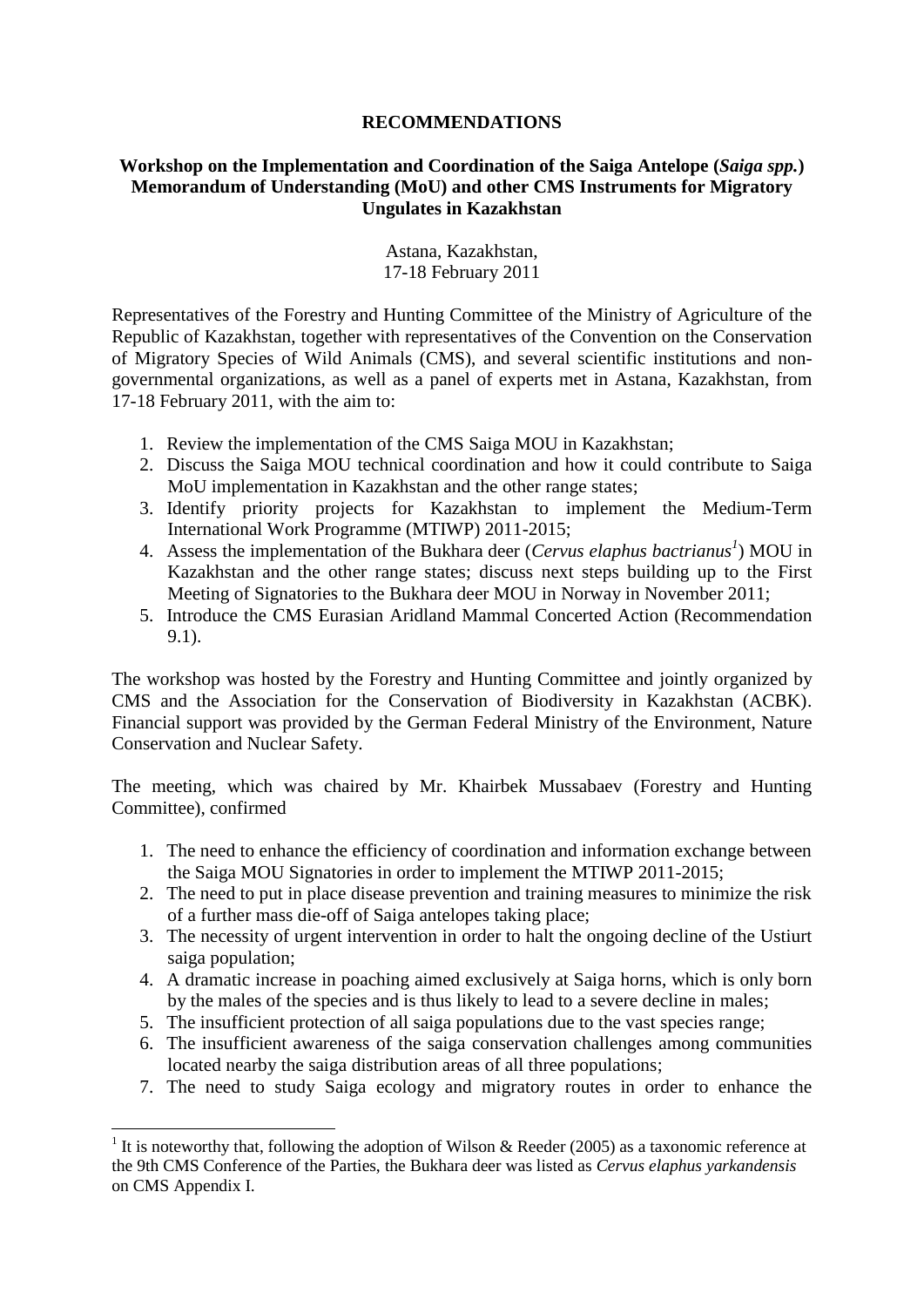**RECOMMENDATIONS**

**Workshop on the Implementation and Coordination of the Saiga Antelope (*Saiga spp.*) Memorandum of Understanding (MoU) and other CMS Instruments for Migratory Ungulates in Kazakhstan**

Astana, Kazakhstan,
17-18 February 2011

Representatives of the Forestry and Hunting Committee of the Ministry of Agriculture of the Republic of Kazakhstan, together with representatives of the Convention on the Conservation of Migratory Species of Wild Animals (CMS), and several scientific institutions and non-governmental organizations, as well as a panel of experts met in Astana, Kazakhstan, from 17-18 February 2011, with the aim to:

1. Review the implementation of the CMS Saiga MOU in Kazakhstan;
2. Discuss the Saiga MOU technical coordination and how it could contribute to Saiga MoU implementation in Kazakhstan and the other range states;
3. Identify priority projects for Kazakhstan to implement the Medium-Term International Work Programme (MTIWP) 2011-2015;
4. Assess the implementation of the Bukhara deer (*Cervus elaphus bactrianus*[1]) MOU in Kazakhstan and the other range states; discuss next steps building up to the First Meeting of Signatories to the Bukhara deer MOU in Norway in November 2011;
5. Introduce the CMS Eurasian Aridland Mammal Concerted Action (Recommendation 9.1).

The workshop was hosted by the Forestry and Hunting Committee and jointly organized by CMS and the Association for the Conservation of Biodiversity in Kazakhstan (ACBK). Financial support was provided by the German Federal Ministry of the Environment, Nature Conservation and Nuclear Safety.

The meeting, which was chaired by Mr. Khairbek Mussabaev (Forestry and Hunting Committee), confirmed

1. The need to enhance the efficiency of coordination and information exchange between the Saiga MOU Signatories in order to implement the MTIWP 2011-2015;
2. The need to put in place disease prevention and training measures to minimize the risk of a further mass die-off of Saiga antelopes taking place;
3. The necessity of urgent intervention in order to halt the ongoing decline of the Ustiurt saiga population;
4. A dramatic increase in poaching aimed exclusively at Saiga horns, which is only born by the males of the species and is thus likely to lead to a severe decline in males;
5. The insufficient protection of all saiga populations due to the vast species range;
6. The insufficient awareness of the saiga conservation challenges among communities located nearby the saiga distribution areas of all three populations;
7. The need to study Saiga ecology and migratory routes in order to enhance the

[1] It is noteworthy that, following the adoption of Wilson & Reeder (2005) as a taxonomic reference at the 9th CMS Conference of the Parties, the Bukhara deer was listed as *Cervus elaphus yarkandensis* on CMS Appendix I.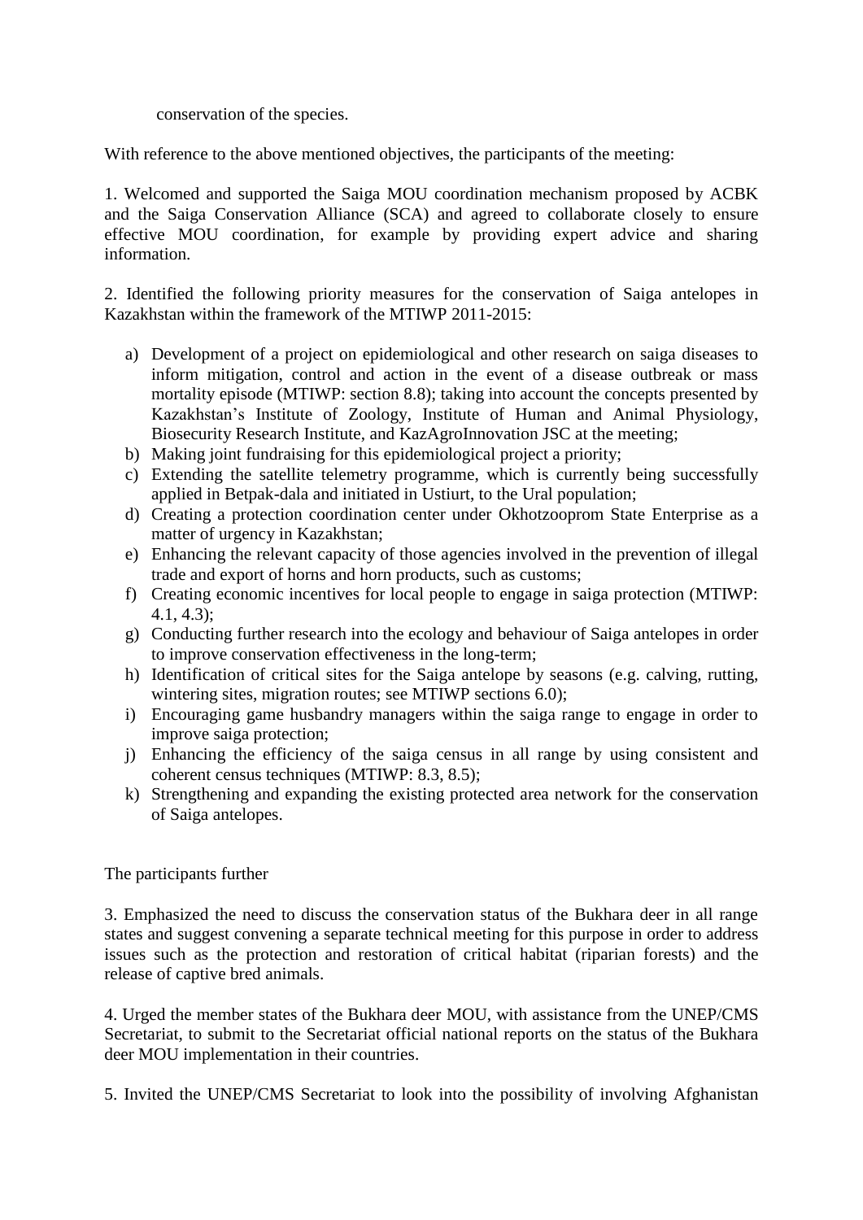conservation of the species.

With reference to the above mentioned objectives, the participants of the meeting:

1. Welcomed and supported the Saiga MOU coordination mechanism proposed by ACBK and the Saiga Conservation Alliance (SCA) and agreed to collaborate closely to ensure effective MOU coordination, for example by providing expert advice and sharing information.

2. Identified the following priority measures for the conservation of Saiga antelopes in Kazakhstan within the framework of the MTIWP 2011-2015:

a) Development of a project on epidemiological and other research on saiga diseases to inform mitigation, control and action in the event of a disease outbreak or mass mortality episode (MTIWP: section 8.8); taking into account the concepts presented by Kazakhstan's Institute of Zoology, Institute of Human and Animal Physiology, Biosecurity Research Institute, and KazAgroInnovation JSC at the meeting;
b) Making joint fundraising for this epidemiological project a priority;
c) Extending the satellite telemetry programme, which is currently being successfully applied in Betpak-dala and initiated in Ustiurt, to the Ural population;
d) Creating a protection coordination center under Okhotzooprom State Enterprise as a matter of urgency in Kazakhstan;
e) Enhancing the relevant capacity of those agencies involved in the prevention of illegal trade and export of horns and horn products, such as customs;
f) Creating economic incentives for local people to engage in saiga protection (MTIWP: 4.1, 4.3);
g) Conducting further research into the ecology and behaviour of Saiga antelopes in order to improve conservation effectiveness in the long-term;
h) Identification of critical sites for the Saiga antelope by seasons (e.g. calving, rutting, wintering sites, migration routes; see MTIWP sections 6.0);
i) Encouraging game husbandry managers within the saiga range to engage in order to improve saiga protection;
j) Enhancing the efficiency of the saiga census in all range by using consistent and coherent census techniques (MTIWP: 8.3, 8.5);
k) Strengthening and expanding the existing protected area network for the conservation of Saiga antelopes.

The participants further

3. Emphasized the need to discuss the conservation status of the Bukhara deer in all range states and suggest convening a separate technical meeting for this purpose in order to address issues such as the protection and restoration of critical habitat (riparian forests) and the release of captive bred animals.

4. Urged the member states of the Bukhara deer MOU, with assistance from the UNEP/CMS Secretariat, to submit to the Secretariat official national reports on the status of the Bukhara deer MOU implementation in their countries.

5. Invited the UNEP/CMS Secretariat to look into the possibility of involving Afghanistan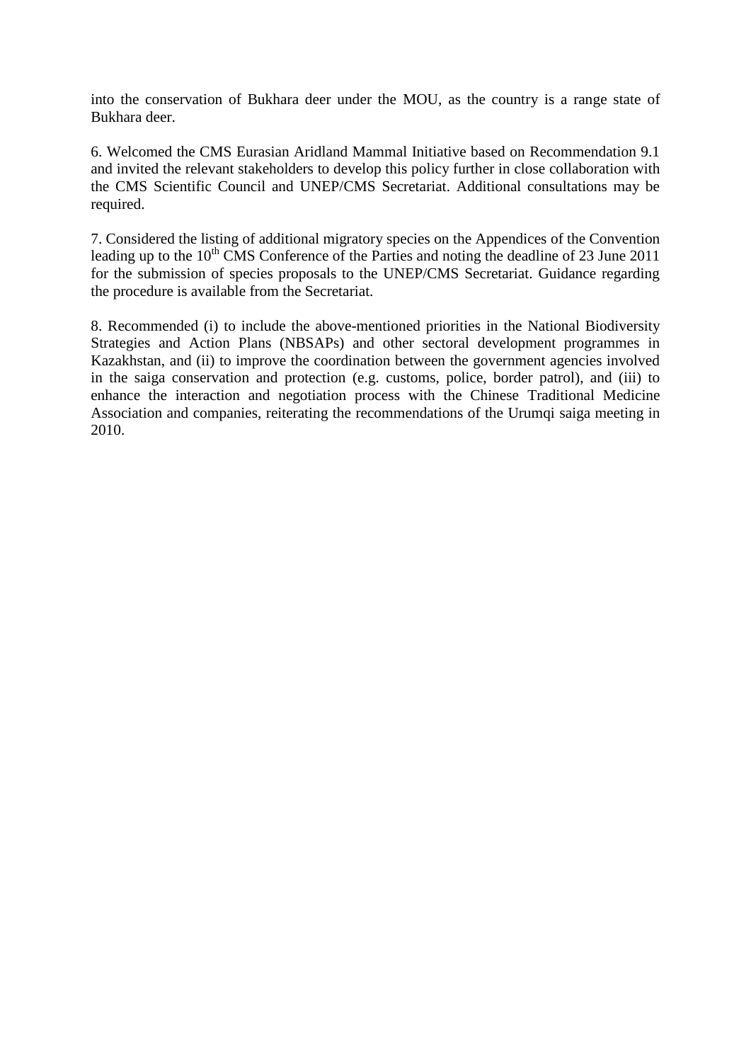into the conservation of Bukhara deer under the MOU, as the country is a range state of Bukhara deer.

6. Welcomed the CMS Eurasian Aridland Mammal Initiative based on Recommendation 9.1 and invited the relevant stakeholders to develop this policy further in close collaboration with the CMS Scientific Council and UNEP/CMS Secretariat. Additional consultations may be required.

7. Considered the listing of additional migratory species on the Appendices of the Convention leading up to the 10th CMS Conference of the Parties and noting the deadline of 23 June 2011 for the submission of species proposals to the UNEP/CMS Secretariat. Guidance regarding the procedure is available from the Secretariat.

8. Recommended (i) to include the above-mentioned priorities in the National Biodiversity Strategies and Action Plans (NBSAPs) and other sectoral development programmes in Kazakhstan, and (ii) to improve the coordination between the government agencies involved in the saiga conservation and protection (e.g. customs, police, border patrol), and (iii) to enhance the interaction and negotiation process with the Chinese Traditional Medicine Association and companies, reiterating the recommendations of the Urumqi saiga meeting in 2010.